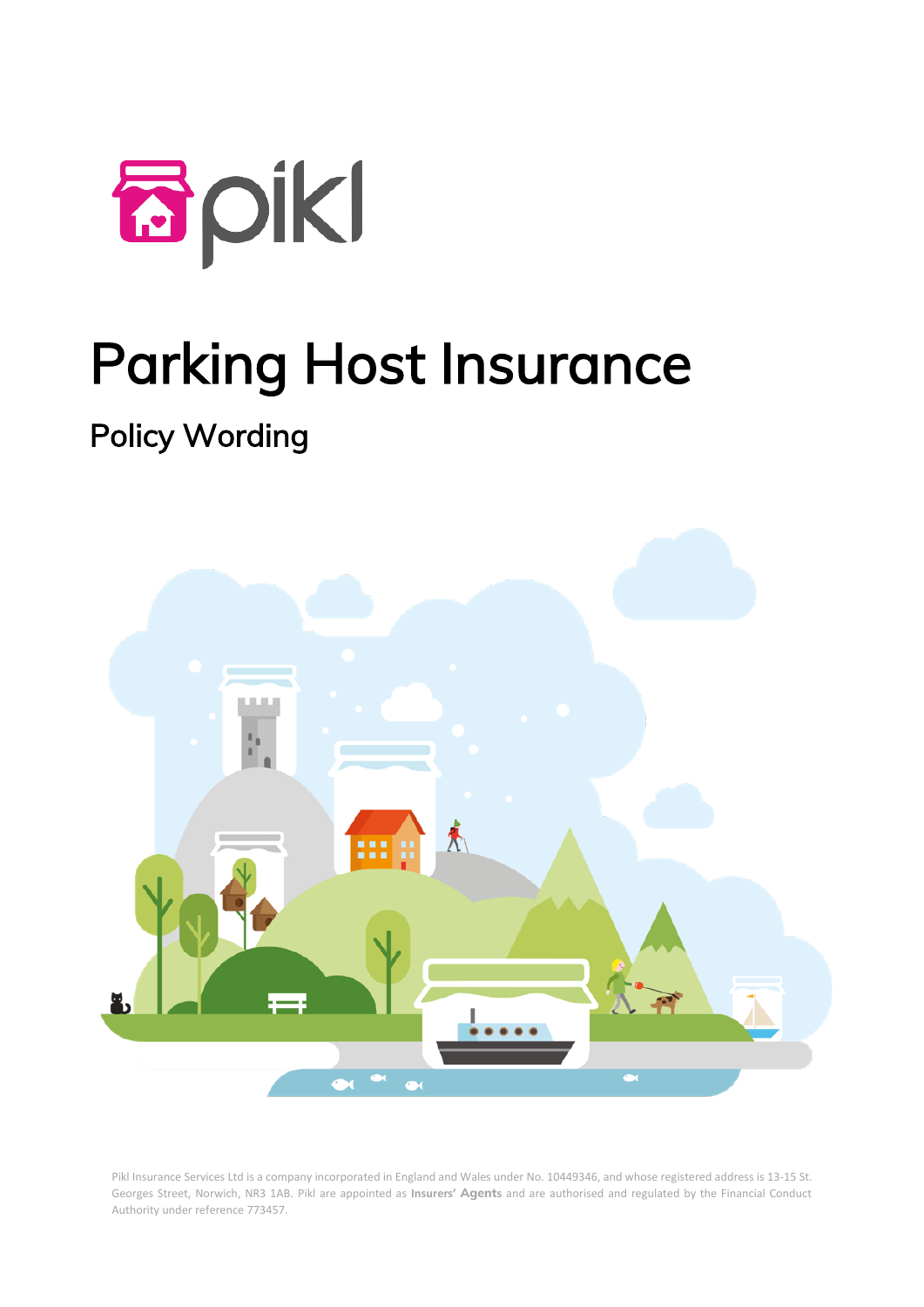# Parking Host Insurance

## Policy Wording

Pikl Insurance Services Ltd is a company incorporated in England and Wales under No. 10449346, and whose registered address is 13-15 St. Georges Street, Norwich, NR3 1AB. Pikl are appointed as **Insurers' Agents** and are authorised and regulated by the Financial Conduct Authority under reference 773457.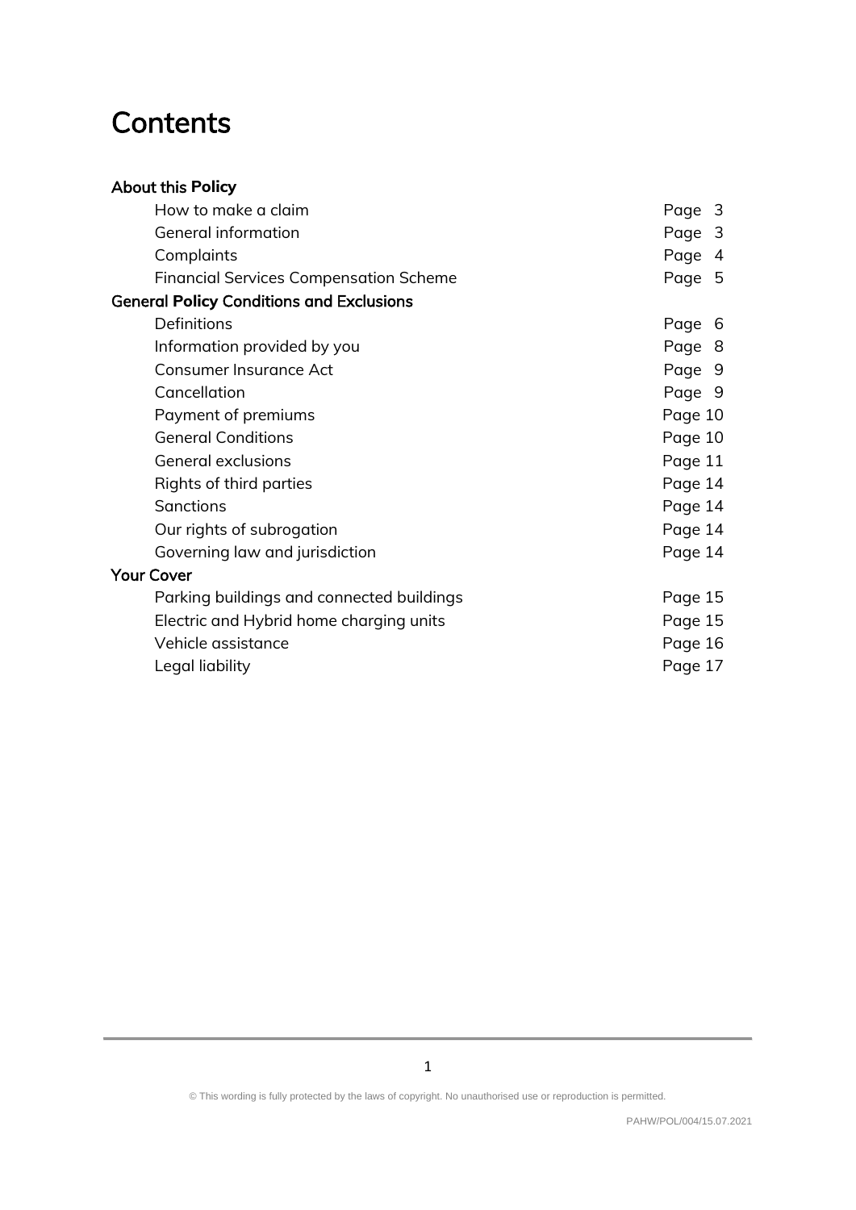# Contents

**About this Policy**

| | |
|---|---|
| How to make a claim | Page 3 |
| General information | Page 3 |
| Complaints | Page 4 |
| Financial Services Compensation Scheme | Page 5 |

**General Policy Conditions and Exclusions**

| | |
|---|---|
| Definitions | Page 6 |
| Information provided by you | Page 8 |
| Consumer Insurance Act | Page 9 |
| Cancellation | Page 9 |
| Payment of premiums | Page 10 |
| General Conditions | Page 10 |
| General exclusions | Page 11 |
| Rights of third parties | Page 14 |
| Sanctions | Page 14 |
| Our rights of subrogation | Page 14 |
| Governing law and jurisdiction | Page 14 |

**Your Cover**

| | |
|---|---|
| Parking buildings and connected buildings | Page 15 |
| Electric and Hybrid home charging units | Page 15 |
| Vehicle assistance | Page 16 |
| Legal liability | Page 17 |

© This wording is fully protected by the laws of copyright. No unauthorised use or reproduction is permitted.

PAHW/POL/004/15.07.2021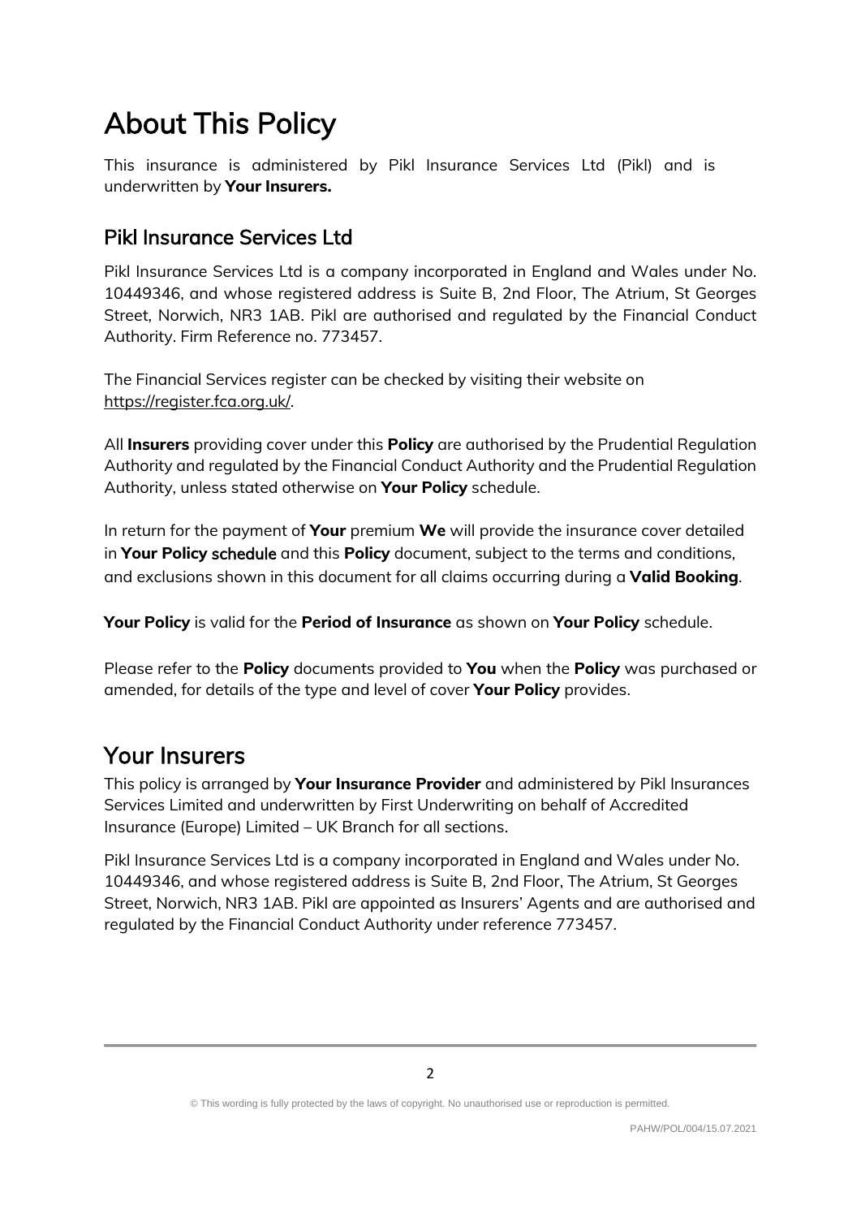// About This Policy

This insurance is administered by Pikl Insurance Services Ltd (Pikl) and is underwritten by **Your Insurers.**

## Pikl Insurance Services Ltd

Pikl Insurance Services Ltd is a company incorporated in England and Wales under No. 10449346, and whose registered address is Suite B, 2nd Floor, The Atrium, St Georges Street, Norwich, NR3 1AB. Pikl are authorised and regulated by the Financial Conduct Authority. Firm Reference no. 773457.

The Financial Services register can be checked by visiting their website on https://register.fca.org.uk/.

All **Insurers** providing cover under this **Policy** are authorised by the Prudential Regulation Authority and regulated by the Financial Conduct Authority and the Prudential Regulation Authority, unless stated otherwise on **Your Policy** schedule.

In return for the payment of **Your** premium **We** will provide the insurance cover detailed in **Your Policy** schedule and this **Policy** document, subject to the terms and conditions, and exclusions shown in this document for all claims occurring during a **Valid Booking**.

**Your Policy** is valid for the **Period of Insurance** as shown on **Your Policy** schedule.

Please refer to the **Policy** documents provided to **You** when the **Policy** was purchased or amended, for details of the type and level of cover **Your Policy** provides.

# Your Insurers

This policy is arranged by **Your Insurance Provider** and administered by Pikl Insurances Services Limited and underwritten by First Underwriting on behalf of Accredited Insurance (Europe) Limited – UK Branch for all sections.

Pikl Insurance Services Ltd is a company incorporated in England and Wales under No. 10449346, and whose registered address is Suite B, 2nd Floor, The Atrium, St Georges Street, Norwich, NR3 1AB. Pikl are appointed as Insurers' Agents and are authorised and regulated by the Financial Conduct Authority under reference 773457.

# About This Policy

This insurance is administered by Pikl Insurance Services Ltd (Pikl) and is underwritten by **Your Insurers.**

## Pikl Insurance Services Ltd

Pikl Insurance Services Ltd is a company incorporated in England and Wales under No. 10449346, and whose registered address is Suite B, 2nd Floor, The Atrium, St Georges Street, Norwich, NR3 1AB. Pikl are authorised and regulated by the Financial Conduct Authority. Firm Reference no. 773457.

The Financial Services register can be checked by visiting their website on https://register.fca.org.uk/.

All **Insurers** providing cover under this **Policy** are authorised by the Prudential Regulation Authority and regulated by the Financial Conduct Authority and the Prudential Regulation Authority, unless stated otherwise on **Your Policy** schedule.

In return for the payment of **Your** premium **We** will provide the insurance cover detailed in **Your Policy** schedule and this **Policy** document, subject to the terms and conditions, and exclusions shown in this document for all claims occurring during a **Valid Booking**.

**Your Policy** is valid for the **Period of Insurance** as shown on **Your Policy** schedule.

Please refer to the **Policy** documents provided to **You** when the **Policy** was purchased or amended, for details of the type and level of cover **Your Policy** provides.

# Your Insurers

This policy is arranged by **Your Insurance Provider** and administered by Pikl Insurances Services Limited and underwritten by First Underwriting on behalf of Accredited Insurance (Europe) Limited – UK Branch for all sections.

Pikl Insurance Services Ltd is a company incorporated in England and Wales under No. 10449346, and whose registered address is Suite B, 2nd Floor, The Atrium, St Georges Street, Norwich, NR3 1AB. Pikl are appointed as Insurers' Agents and are authorised and regulated by the Financial Conduct Authority under reference 773457.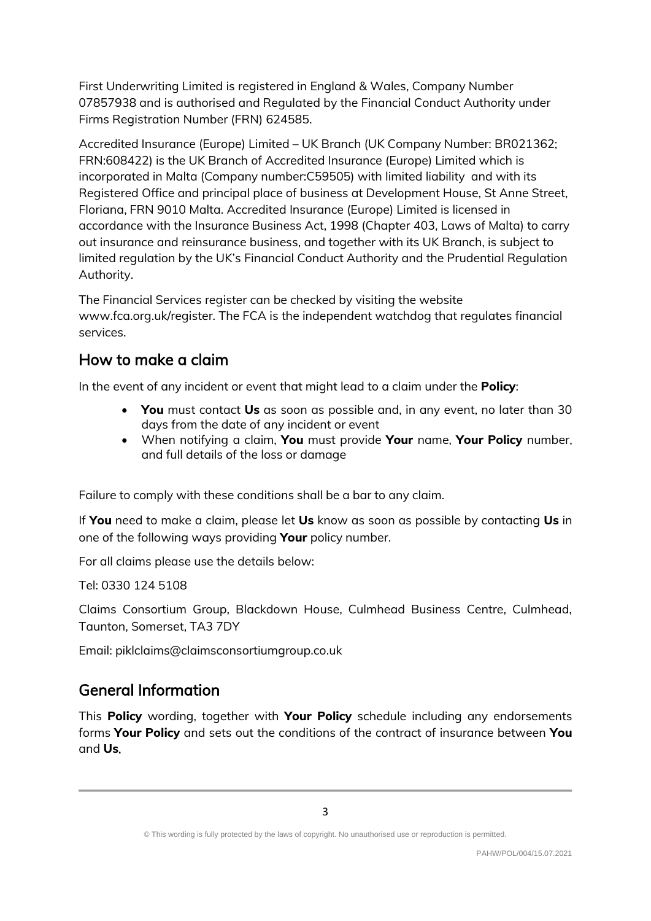First Underwriting Limited is registered in England & Wales, Company Number 07857938 and is authorised and Regulated by the Financial Conduct Authority under Firms Registration Number (FRN) 624585.

Accredited Insurance (Europe) Limited – UK Branch (UK Company Number: BR021362; FRN:608422) is the UK Branch of Accredited Insurance (Europe) Limited which is incorporated in Malta (Company number:C59505) with limited liability and with its Registered Office and principal place of business at Development House, St Anne Street, Floriana, FRN 9010 Malta. Accredited Insurance (Europe) Limited is licensed in accordance with the Insurance Business Act, 1998 (Chapter 403, Laws of Malta) to carry out insurance and reinsurance business, and together with its UK Branch, is subject to limited regulation by the UK's Financial Conduct Authority and the Prudential Regulation Authority.

The Financial Services register can be checked by visiting the website www.fca.org.uk/register. The FCA is the independent watchdog that regulates financial services.

## How to make a claim

In the event of any incident or event that might lead to a claim under the **Policy**:

- **You** must contact **Us** as soon as possible and, in any event, no later than 30 days from the date of any incident or event
- When notifying a claim, **You** must provide **Your** name, **Your Policy** number, and full details of the loss or damage

Failure to comply with these conditions shall be a bar to any claim.

If **You** need to make a claim, please let **Us** know as soon as possible by contacting **Us** in one of the following ways providing **Your** policy number.

For all claims please use the details below:

Tel: 0330 124 5108

Claims Consortium Group, Blackdown House, Culmhead Business Centre, Culmhead, Taunton, Somerset, TA3 7DY

Email: piklclaims@claimsconsortiumgroup.co.uk

## General Information

This **Policy** wording, together with **Your Policy** schedule including any endorsements forms **Your Policy** and sets out the conditions of the contract of insurance between **You** and **Us**.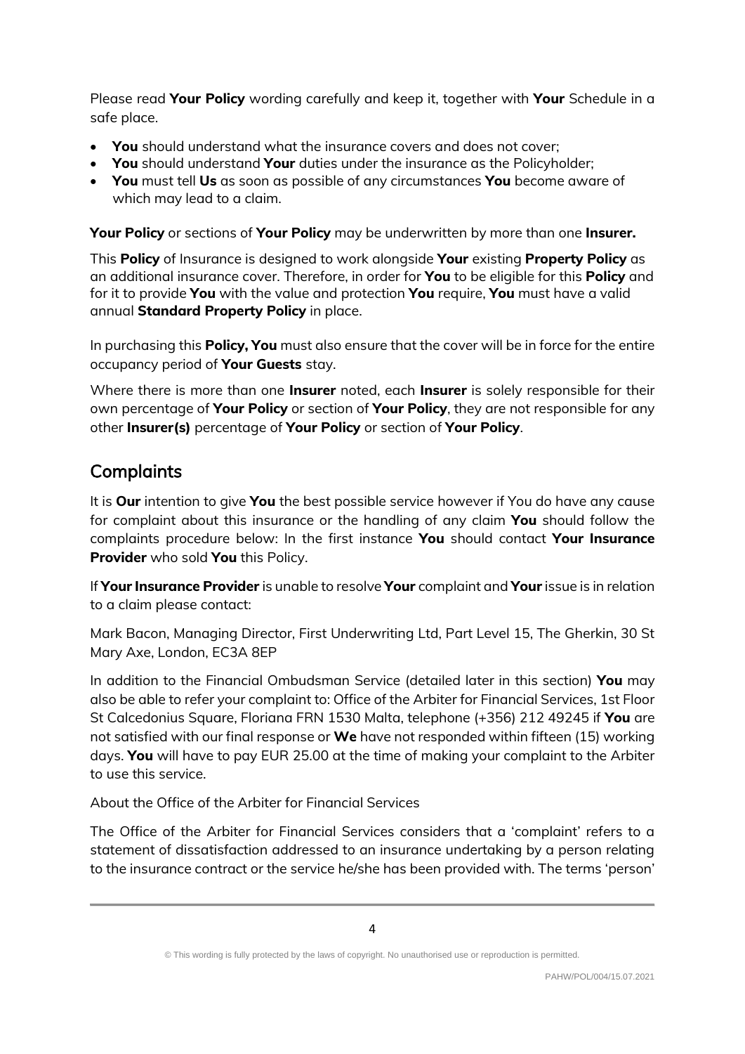Please read **Your Policy** wording carefully and keep it, together with **Your** Schedule in a safe place.

- **You** should understand what the insurance covers and does not cover;
- **You** should understand **Your** duties under the insurance as the Policyholder;
- **You** must tell **Us** as soon as possible of any circumstances **You** become aware of which may lead to a claim.

**Your Policy** or sections of **Your Policy** may be underwritten by more than one **Insurer.**

This **Policy** of Insurance is designed to work alongside **Your** existing **Property Policy** as an additional insurance cover. Therefore, in order for **You** to be eligible for this **Policy** and for it to provide **You** with the value and protection **You** require, **You** must have a valid annual **Standard Property Policy** in place.

In purchasing this **Policy, You** must also ensure that the cover will be in force for the entire occupancy period of **Your Guests** stay.

Where there is more than one **Insurer** noted, each **Insurer** is solely responsible for their own percentage of **Your Policy** or section of **Your Policy**, they are not responsible for any other **Insurer(s)** percentage of **Your Policy** or section of **Your Policy**.

## Complaints

It is **Our** intention to give **You** the best possible service however if You do have any cause for complaint about this insurance or the handling of any claim **You** should follow the complaints procedure below: In the first instance **You** should contact **Your Insurance Provider** who sold **You** this Policy.

If **Your Insurance Provider** is unable to resolve **Your** complaint and **Your** issue is in relation to a claim please contact:

Mark Bacon, Managing Director, First Underwriting Ltd, Part Level 15, The Gherkin, 30 St Mary Axe, London, EC3A 8EP

In addition to the Financial Ombudsman Service (detailed later in this section) **You** may also be able to refer your complaint to: Office of the Arbiter for Financial Services, 1st Floor St Calcedonius Square, Floriana FRN 1530 Malta, telephone (+356) 212 49245 if **You** are not satisfied with our final response or **We** have not responded within fifteen (15) working days. **You** will have to pay EUR 25.00 at the time of making your complaint to the Arbiter to use this service.

About the Office of the Arbiter for Financial Services

The Office of the Arbiter for Financial Services considers that a 'complaint' refers to a statement of dissatisfaction addressed to an insurance undertaking by a person relating to the insurance contract or the service he/she has been provided with. The terms 'person'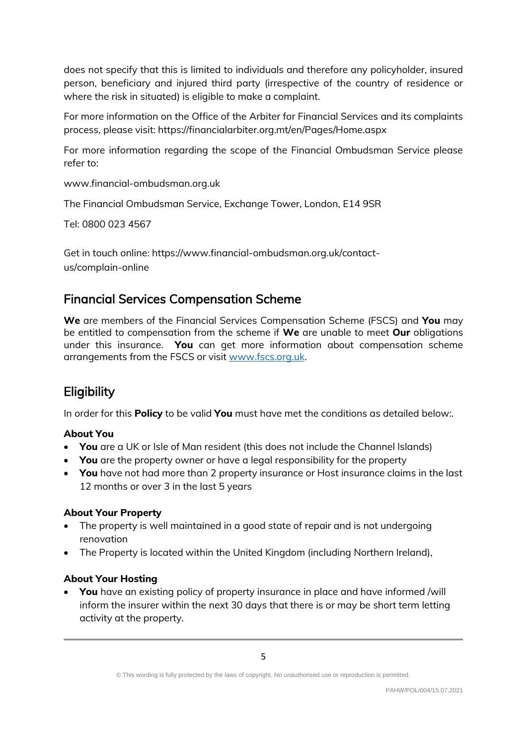does not specify that this is limited to individuals and therefore any policyholder, insured person, beneficiary and injured third party (irrespective of the country of residence or where the risk in situated) is eligible to make a complaint.

For more information on the Office of the Arbiter for Financial Services and its complaints process, please visit: https://financialarbiter.org.mt/en/Pages/Home.aspx

For more information regarding the scope of the Financial Ombudsman Service please refer to:

www.financial-ombudsman.org.uk

The Financial Ombudsman Service, Exchange Tower, London, E14 9SR

Tel: 0800 023 4567

Get in touch online: https://www.financial-ombudsman.org.uk/contact-us/complain-online

## Financial Services Compensation Scheme

**We** are members of the Financial Services Compensation Scheme (FSCS) and **You** may be entitled to compensation from the scheme if **We** are unable to meet **Our** obligations under this insurance. **You** can get more information about compensation scheme arrangements from the FSCS or visit [www.fscs.org.uk](www.fscs.org.uk).

## Eligibility

In order for this **Policy** to be valid **You** must have met the conditions as detailed below:.

**About You**

- **You** are a UK or Isle of Man resident (this does not include the Channel Islands)
- **You** are the property owner or have a legal responsibility for the property
- **You** have not had more than 2 property insurance or Host insurance claims in the last 12 months or over 3 in the last 5 years

**About Your Property**

- The property is well maintained in a good state of repair and is not undergoing renovation
- The Property is located within the United Kingdom (including Northern Ireland),

**About Your Hosting**

- **You** have an existing policy of property insurance in place and have informed /will inform the insurer within the next 30 days that there is or may be short term letting activity at the property.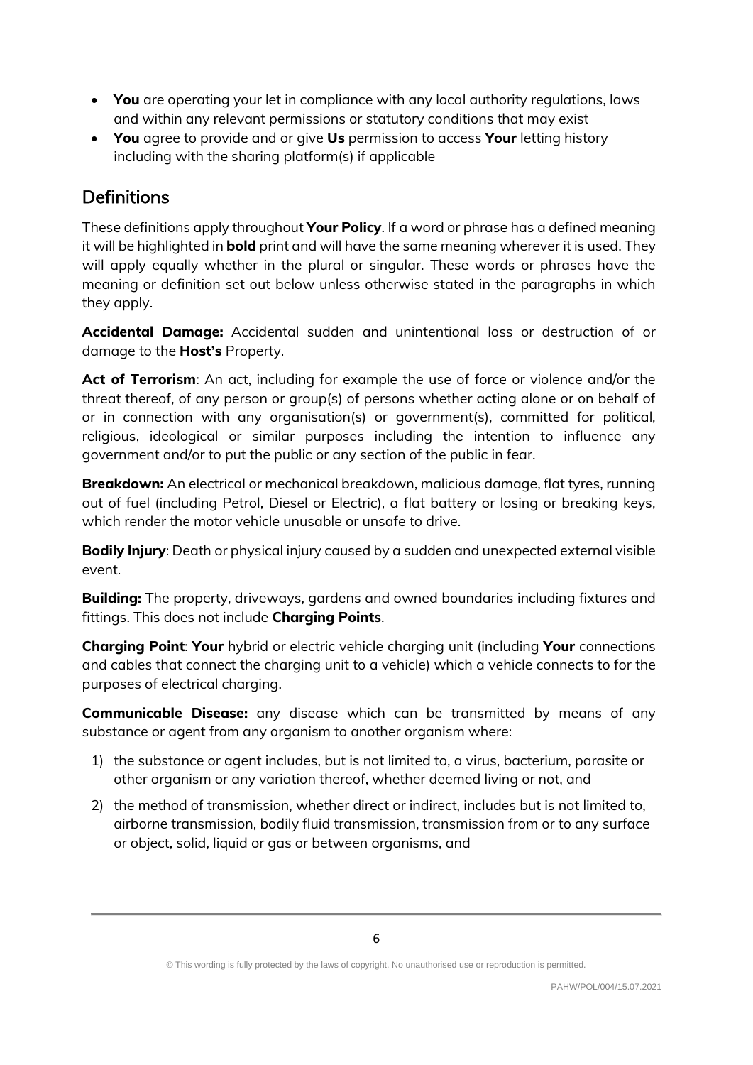- **You** are operating your let in compliance with any local authority regulations, laws and within any relevant permissions or statutory conditions that may exist
- **You** agree to provide and or give **Us** permission to access **Your** letting history including with the sharing platform(s) if applicable

## Definitions

These definitions apply throughout **Your Policy**. If a word or phrase has a defined meaning it will be highlighted in **bold** print and will have the same meaning wherever it is used. They will apply equally whether in the plural or singular. These words or phrases have the meaning or definition set out below unless otherwise stated in the paragraphs in which they apply.

**Accidental Damage:** Accidental sudden and unintentional loss or destruction of or damage to the **Host's** Property.

**Act of Terrorism**: An act, including for example the use of force or violence and/or the threat thereof, of any person or group(s) of persons whether acting alone or on behalf of or in connection with any organisation(s) or government(s), committed for political, religious, ideological or similar purposes including the intention to influence any government and/or to put the public or any section of the public in fear.

**Breakdown:** An electrical or mechanical breakdown, malicious damage, flat tyres, running out of fuel (including Petrol, Diesel or Electric), a flat battery or losing or breaking keys, which render the motor vehicle unusable or unsafe to drive.

**Bodily Injury**: Death or physical injury caused by a sudden and unexpected external visible event.

**Building:** The property, driveways, gardens and owned boundaries including fixtures and fittings. This does not include **Charging Points**.

**Charging Point**: **Your** hybrid or electric vehicle charging unit (including **Your** connections and cables that connect the charging unit to a vehicle) which a vehicle connects to for the purposes of electrical charging.

**Communicable Disease:** any disease which can be transmitted by means of any substance or agent from any organism to another organism where:

1) the substance or agent includes, but is not limited to, a virus, bacterium, parasite or other organism or any variation thereof, whether deemed living or not, and
2) the method of transmission, whether direct or indirect, includes but is not limited to, airborne transmission, bodily fluid transmission, transmission from or to any surface or object, solid, liquid or gas or between organisms, and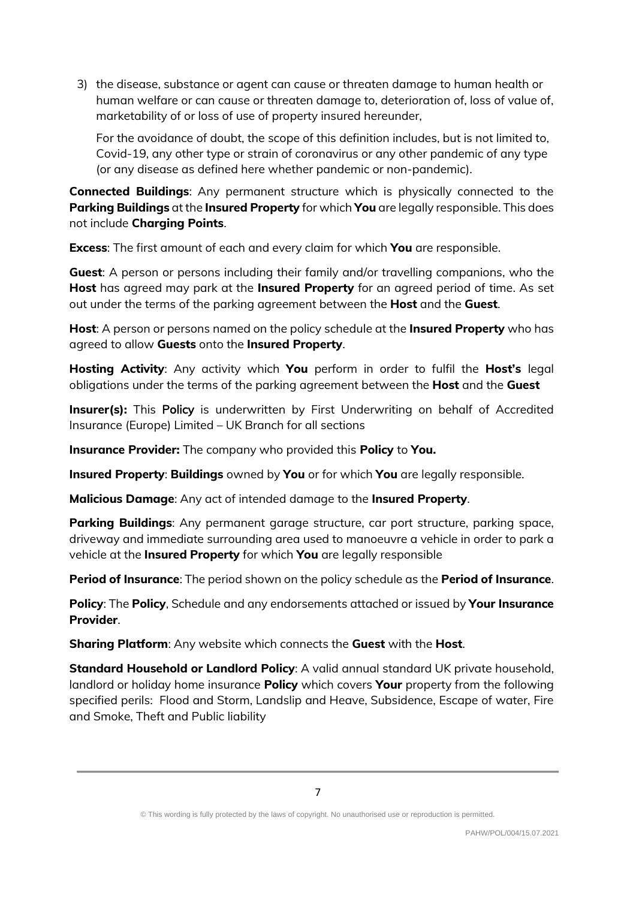3) the disease, substance or agent can cause or threaten damage to human health or human welfare or can cause or threaten damage to, deterioration of, loss of value of, marketability of or loss of use of property insured hereunder,

   For the avoidance of doubt, the scope of this definition includes, but is not limited to, Covid-19, any other type or strain of coronavirus or any other pandemic of any type (or any disease as defined here whether pandemic or non-pandemic).

**Connected Buildings**: Any permanent structure which is physically connected to the **Parking Buildings** at the **Insured Property** for which **You** are legally responsible. This does not include **Charging Points**.

**Excess**: The first amount of each and every claim for which **You** are responsible.

**Guest**: A person or persons including their family and/or travelling companions, who the **Host** has agreed may park at the **Insured Property** for an agreed period of time. As set out under the terms of the parking agreement between the **Host** and the **Guest**.

**Host**: A person or persons named on the policy schedule at the **Insured Property** who has agreed to allow **Guests** onto the **Insured Property**.

**Hosting Activity**: Any activity which **You** perform in order to fulfil the **Host's** legal obligations under the terms of the parking agreement between the **Host** and the **Guest**

**Insurer(s):** This Policy is underwritten by First Underwriting on behalf of Accredited Insurance (Europe) Limited – UK Branch for all sections

**Insurance Provider:** The company who provided this **Policy** to **You.**

**Insured Property**: **Buildings** owned by **You** or for which **You** are legally responsible.

**Malicious Damage**: Any act of intended damage to the **Insured Property**.

**Parking Buildings**: Any permanent garage structure, car port structure, parking space, driveway and immediate surrounding area used to manoeuvre a vehicle in order to park a vehicle at the **Insured Property** for which **You** are legally responsible

**Period of Insurance**: The period shown on the policy schedule as the **Period of Insurance**.

**Policy**: The **Policy**, Schedule and any endorsements attached or issued by **Your Insurance Provider**.

**Sharing Platform**: Any website which connects the **Guest** with the **Host**.

**Standard Household or Landlord Policy**: A valid annual standard UK private household, landlord or holiday home insurance **Policy** which covers **Your** property from the following specified perils: Flood and Storm, Landslip and Heave, Subsidence, Escape of water, Fire and Smoke, Theft and Public liability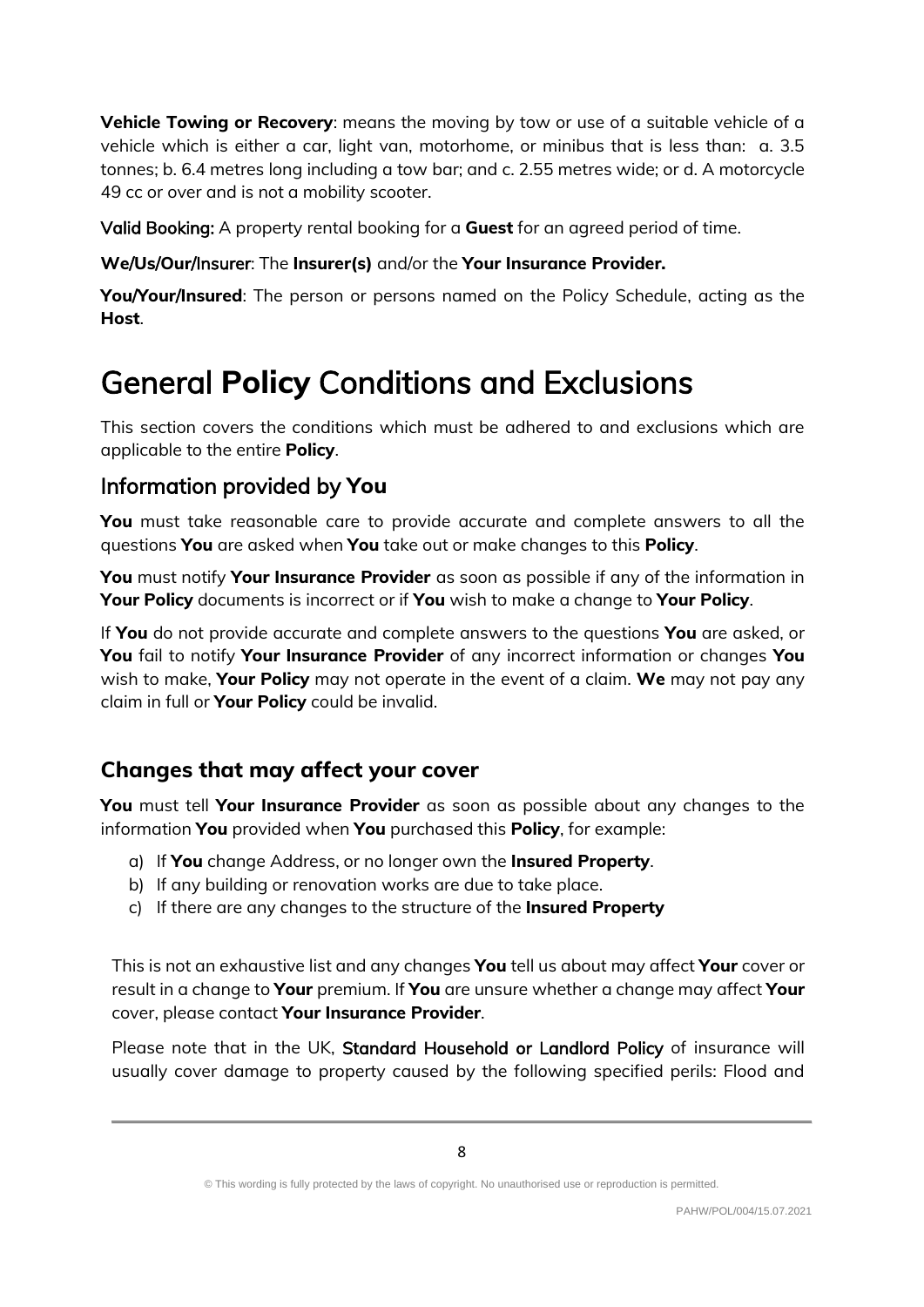**Vehicle Towing or Recovery**: means the moving by tow or use of a suitable vehicle of a vehicle which is either a car, light van, motorhome, or minibus that is less than: a. 3.5 tonnes; b. 6.4 metres long including a tow bar; and c. 2.55 metres wide; or d. A motorcycle 49 cc or over and is not a mobility scooter.

**Valid Booking:** A property rental booking for a **Guest** for an agreed period of time.

**We/Us/Our/Insurer**: The **Insurer(s)** and/or the **Your Insurance Provider.**

**You/Your/Insured**: The person or persons named on the Policy Schedule, acting as the **Host**.

# General **Policy** Conditions and Exclusions

This section covers the conditions which must be adhered to and exclusions which are applicable to the entire **Policy**.

## Information provided by **You**

**You** must take reasonable care to provide accurate and complete answers to all the questions **You** are asked when **You** take out or make changes to this **Policy**.

**You** must notify **Your Insurance Provider** as soon as possible if any of the information in **Your Policy** documents is incorrect or if **You** wish to make a change to **Your Policy**.

If **You** do not provide accurate and complete answers to the questions **You** are asked, or **You** fail to notify **Your Insurance Provider** of any incorrect information or changes **You** wish to make, **Your Policy** may not operate in the event of a claim. **We** may not pay any claim in full or **Your Policy** could be invalid.

## **Changes that may affect your cover**

**You** must tell **Your Insurance Provider** as soon as possible about any changes to the information **You** provided when **You** purchased this **Policy**, for example:

a) If **You** change Address, or no longer own the **Insured Property**.
b) If any building or renovation works are due to take place.
c) If there are any changes to the structure of the **Insured Property**

This is not an exhaustive list and any changes **You** tell us about may affect **Your** cover or result in a change to **Your** premium. If **You** are unsure whether a change may affect **Your** cover, please contact **Your Insurance Provider**.

Please note that in the UK, Standard Household or Landlord Policy of insurance will usually cover damage to property caused by the following specified perils: Flood and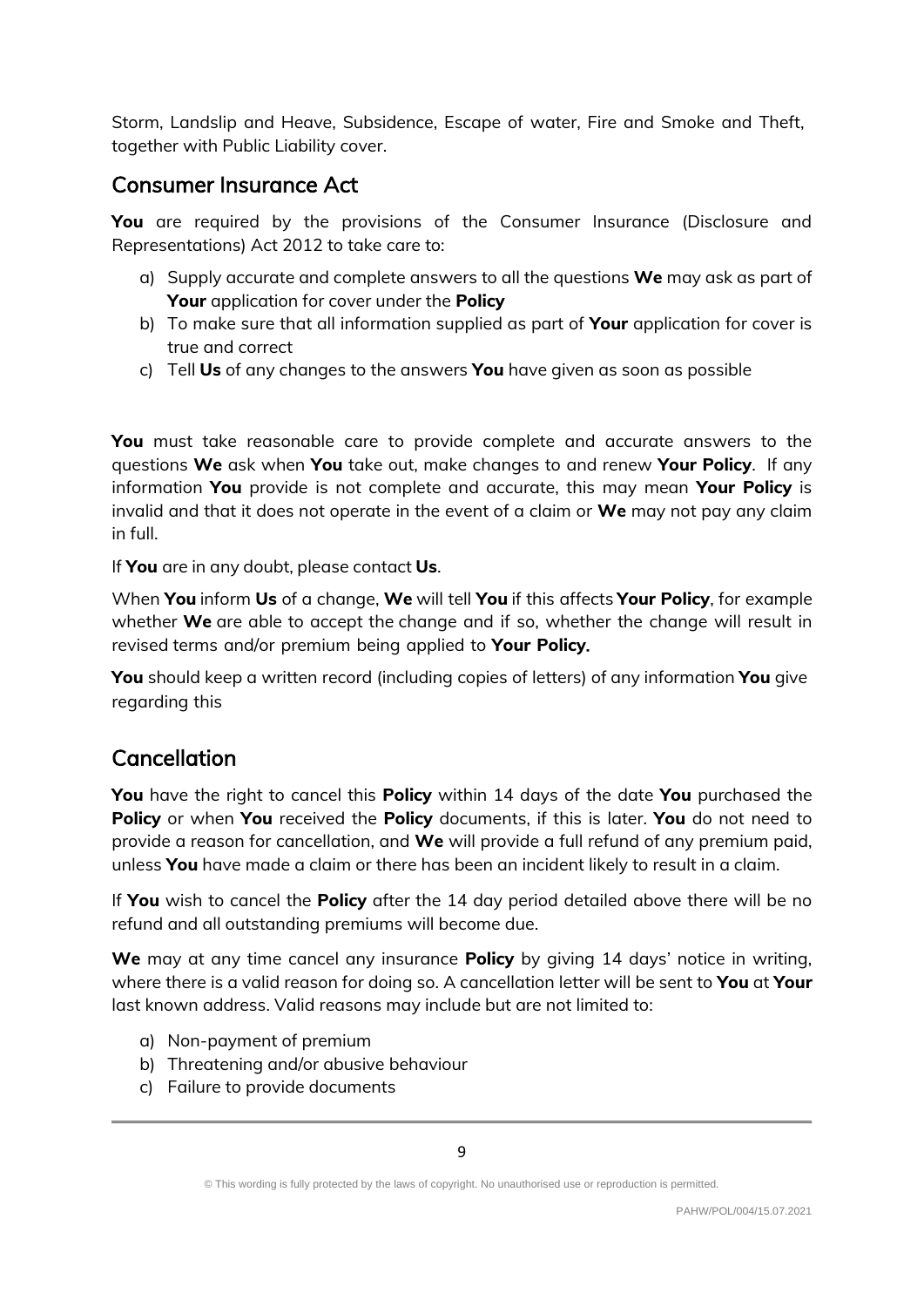Storm, Landslip and Heave, Subsidence, Escape of water, Fire and Smoke and Theft, together with Public Liability cover.

## Consumer Insurance Act

**You** are required by the provisions of the Consumer Insurance (Disclosure and Representations) Act 2012 to take care to:

a) Supply accurate and complete answers to all the questions **We** may ask as part of **Your** application for cover under the **Policy**
b) To make sure that all information supplied as part of **Your** application for cover is true and correct
c) Tell **Us** of any changes to the answers **You** have given as soon as possible

**You** must take reasonable care to provide complete and accurate answers to the questions **We** ask when **You** take out, make changes to and renew **Your Policy**. If any information **You** provide is not complete and accurate, this may mean **Your Policy** is invalid and that it does not operate in the event of a claim or **We** may not pay any claim in full.

If **You** are in any doubt, please contact **Us**.

When **You** inform **Us** of a change, **We** will tell **You** if this affects **Your Policy**, for example whether **We** are able to accept the change and if so, whether the change will result in revised terms and/or premium being applied to **Your Policy.**

**You** should keep a written record (including copies of letters) of any information **You** give regarding this

## Cancellation

**You** have the right to cancel this **Policy** within 14 days of the date **You** purchased the **Policy** or when **You** received the **Policy** documents, if this is later. **You** do not need to provide a reason for cancellation, and **We** will provide a full refund of any premium paid, unless **You** have made a claim or there has been an incident likely to result in a claim.

If **You** wish to cancel the **Policy** after the 14 day period detailed above there will be no refund and all outstanding premiums will become due.

**We** may at any time cancel any insurance **Policy** by giving 14 days' notice in writing, where there is a valid reason for doing so. A cancellation letter will be sent to **You** at **Your** last known address. Valid reasons may include but are not limited to:

a) Non-payment of premium
b) Threatening and/or abusive behaviour
c) Failure to provide documents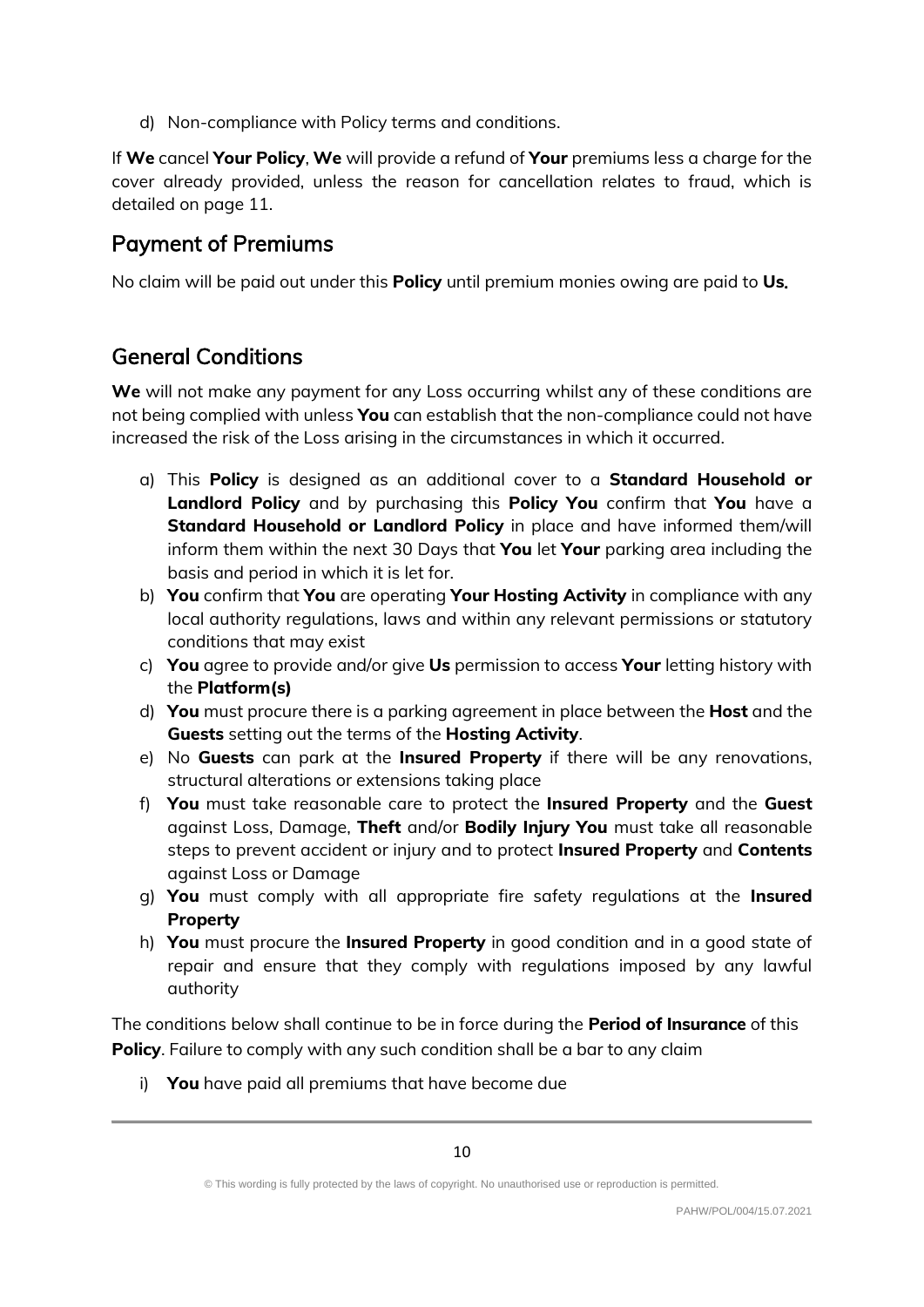d) Non-compliance with Policy terms and conditions.

If **We** cancel **Your Policy**, **We** will provide a refund of **Your** premiums less a charge for the cover already provided, unless the reason for cancellation relates to fraud, which is detailed on page 11.

## Payment of Premiums

No claim will be paid out under this **Policy** until premium monies owing are paid to **Us.**

## General Conditions

**We** will not make any payment for any Loss occurring whilst any of these conditions are not being complied with unless **You** can establish that the non-compliance could not have increased the risk of the Loss arising in the circumstances in which it occurred.

a) This **Policy** is designed as an additional cover to a **Standard Household or Landlord Policy** and by purchasing this **Policy You** confirm that **You** have a **Standard Household or Landlord Policy** in place and have informed them/will inform them within the next 30 Days that **You** let **Your** parking area including the basis and period in which it is let for.
b) **You** confirm that **You** are operating **Your Hosting Activity** in compliance with any local authority regulations, laws and within any relevant permissions or statutory conditions that may exist
c) **You** agree to provide and/or give **Us** permission to access **Your** letting history with the **Platform(s)**
d) **You** must procure there is a parking agreement in place between the **Host** and the **Guests** setting out the terms of the **Hosting Activity**.
e) No **Guests** can park at the **Insured Property** if there will be any renovations, structural alterations or extensions taking place
f) **You** must take reasonable care to protect the **Insured Property** and the **Guest** against Loss, Damage, **Theft** and/or **Bodily Injury You** must take all reasonable steps to prevent accident or injury and to protect **Insured Property** and **Contents** against Loss or Damage
g) **You** must comply with all appropriate fire safety regulations at the **Insured Property**
h) **You** must procure the **Insured Property** in good condition and in a good state of repair and ensure that they comply with regulations imposed by any lawful authority

The conditions below shall continue to be in force during the **Period of Insurance** of this **Policy**. Failure to comply with any such condition shall be a bar to any claim

i) **You** have paid all premiums that have become due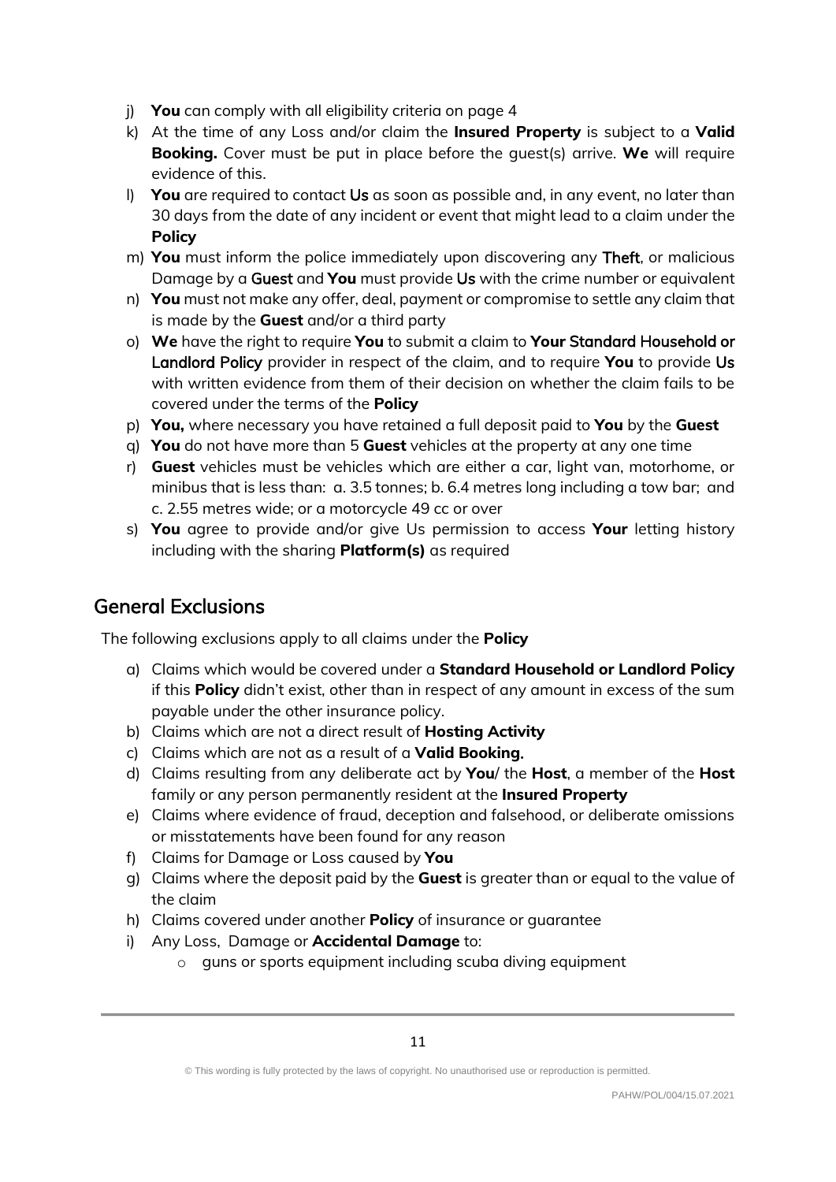j) **You** can comply with all eligibility criteria on page 4
k) At the time of any Loss and/or claim the **Insured Property** is subject to a **Valid Booking.** Cover must be put in place before the guest(s) arrive. **We** will require evidence of this.
l) **You** are required to contact Us as soon as possible and, in any event, no later than 30 days from the date of any incident or event that might lead to a claim under the **Policy**
m) **You** must inform the police immediately upon discovering any Theft, or malicious Damage by a Guest and **You** must provide Us with the crime number or equivalent
n) **You** must not make any offer, deal, payment or compromise to settle any claim that is made by the **Guest** and/or a third party
o) **We** have the right to require **You** to submit a claim to **Your** Standard Household or Landlord Policy provider in respect of the claim, and to require **You** to provide Us with written evidence from them of their decision on whether the claim fails to be covered under the terms of the **Policy**
p) **You,** where necessary you have retained a full deposit paid to **You** by the **Guest**
q) **You** do not have more than 5 **Guest** vehicles at the property at any one time
r) **Guest** vehicles must be vehicles which are either a car, light van, motorhome, or minibus that is less than: a. 3.5 tonnes; b. 6.4 metres long including a tow bar; and c. 2.55 metres wide; or a motorcycle 49 cc or over
s) **You** agree to provide and/or give Us permission to access **Your** letting history including with the sharing **Platform(s)** as required

## General Exclusions

The following exclusions apply to all claims under the **Policy**

a) Claims which would be covered under a **Standard Household or Landlord Policy** if this **Policy** didn't exist, other than in respect of any amount in excess of the sum payable under the other insurance policy.
b) Claims which are not a direct result of **Hosting Activity**
c) Claims which are not as a result of a **Valid Booking.**
d) Claims resulting from any deliberate act by **You**/ the **Host**, a member of the **Host** family or any person permanently resident at the **Insured Property**
e) Claims where evidence of fraud, deception and falsehood, or deliberate omissions or misstatements have been found for any reason
f) Claims for Damage or Loss caused by **You**
g) Claims where the deposit paid by the **Guest** is greater than or equal to the value of the claim
h) Claims covered under another **Policy** of insurance or guarantee
i) Any Loss, Damage or **Accidental Damage** to:
    - guns or sports equipment including scuba diving equipment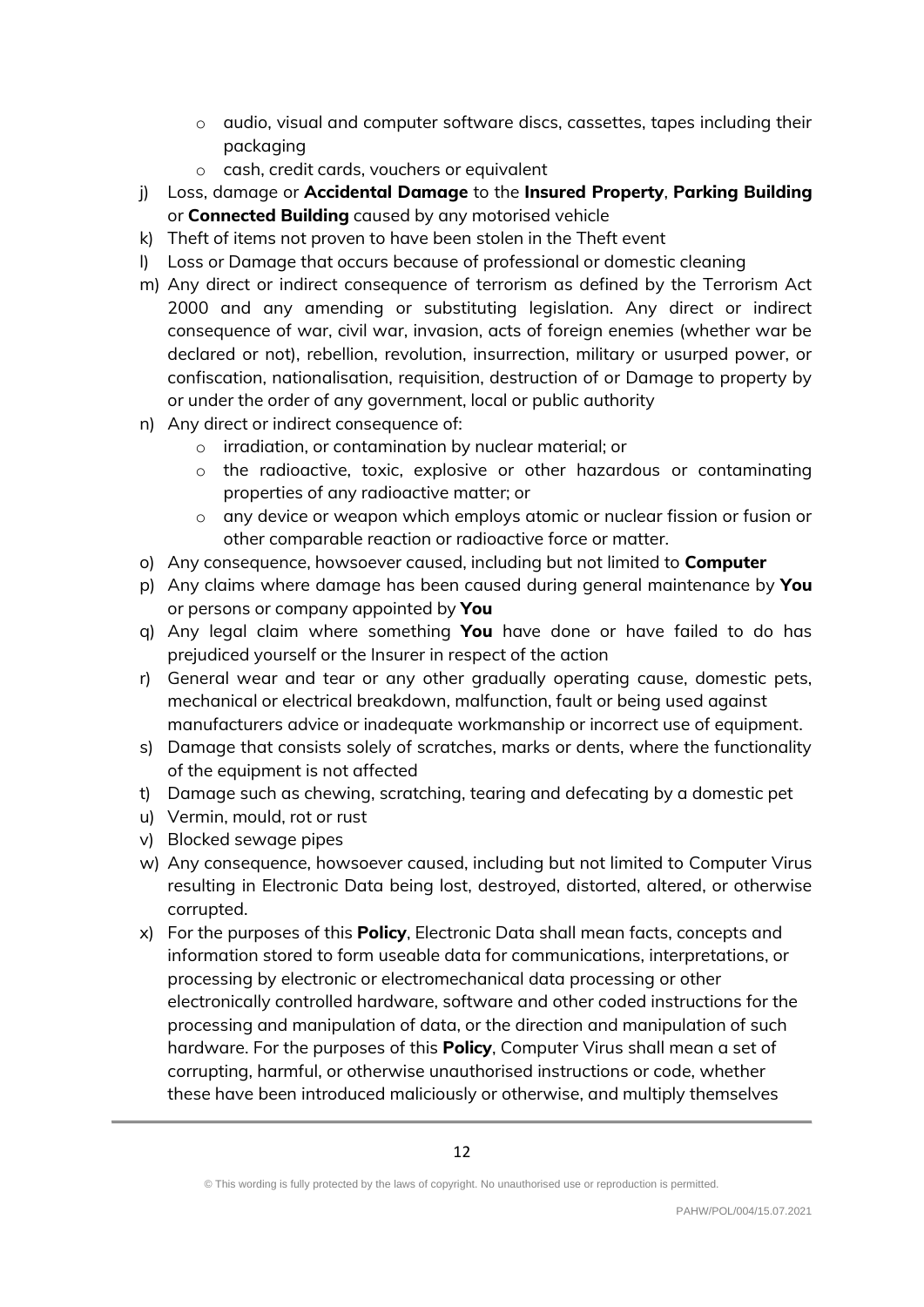- audio, visual and computer software discs, cassettes, tapes including their packaging
  - cash, credit cards, vouchers or equivalent
- j) Loss, damage or **Accidental Damage** to the **Insured Property**, **Parking Building** or **Connected Building** caused by any motorised vehicle
- k) Theft of items not proven to have been stolen in the Theft event
- l) Loss or Damage that occurs because of professional or domestic cleaning
- m) Any direct or indirect consequence of terrorism as defined by the Terrorism Act 2000 and any amending or substituting legislation. Any direct or indirect consequence of war, civil war, invasion, acts of foreign enemies (whether war be declared or not), rebellion, revolution, insurrection, military or usurped power, or confiscation, nationalisation, requisition, destruction of or Damage to property by or under the order of any government, local or public authority
- n) Any direct or indirect consequence of:
  - irradiation, or contamination by nuclear material; or
  - the radioactive, toxic, explosive or other hazardous or contaminating properties of any radioactive matter; or
  - any device or weapon which employs atomic or nuclear fission or fusion or other comparable reaction or radioactive force or matter.
- o) Any consequence, howsoever caused, including but not limited to **Computer**
- p) Any claims where damage has been caused during general maintenance by **You** or persons or company appointed by **You**
- q) Any legal claim where something **You** have done or have failed to do has prejudiced yourself or the Insurer in respect of the action
- r) General wear and tear or any other gradually operating cause, domestic pets, mechanical or electrical breakdown, malfunction, fault or being used against manufacturers advice or inadequate workmanship or incorrect use of equipment.
- s) Damage that consists solely of scratches, marks or dents, where the functionality of the equipment is not affected
- t) Damage such as chewing, scratching, tearing and defecating by a domestic pet
- u) Vermin, mould, rot or rust
- v) Blocked sewage pipes
- w) Any consequence, howsoever caused, including but not limited to Computer Virus resulting in Electronic Data being lost, destroyed, distorted, altered, or otherwise corrupted.
- x) For the purposes of this **Policy**, Electronic Data shall mean facts, concepts and information stored to form useable data for communications, interpretations, or processing by electronic or electromechanical data processing or other electronically controlled hardware, software and other coded instructions for the processing and manipulation of data, or the direction and manipulation of such hardware. For the purposes of this **Policy**, Computer Virus shall mean a set of corrupting, harmful, or otherwise unauthorised instructions or code, whether these have been introduced maliciously or otherwise, and multiply themselves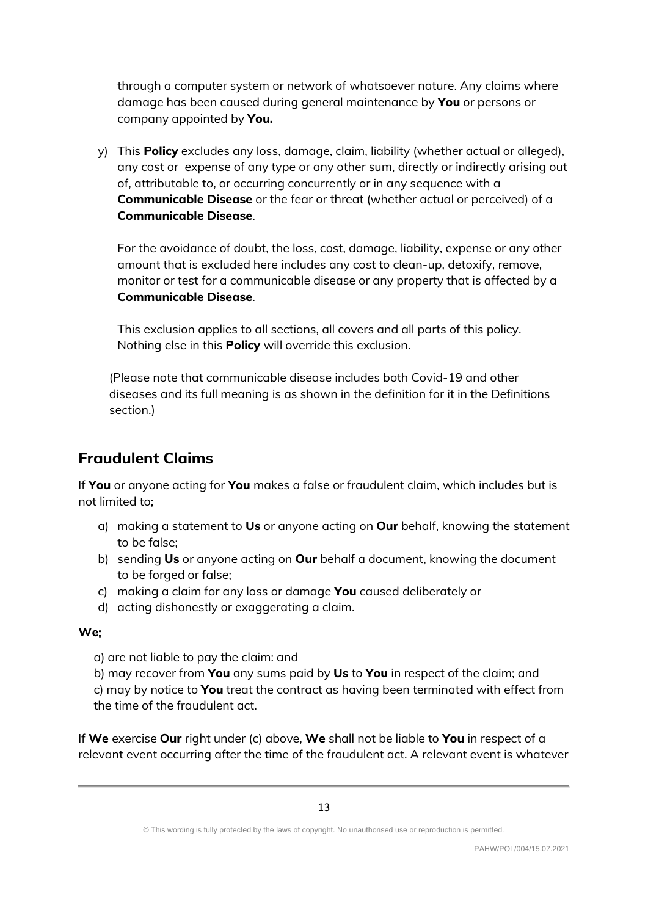through a computer system or network of whatsoever nature. Any claims where damage has been caused during general maintenance by **You** or persons or company appointed by **You.**

y) This **Policy** excludes any loss, damage, claim, liability (whether actual or alleged), any cost or expense of any type or any other sum, directly or indirectly arising out of, attributable to, or occurring concurrently or in any sequence with a **Communicable Disease** or the fear or threat (whether actual or perceived) of a **Communicable Disease**.

For the avoidance of doubt, the loss, cost, damage, liability, expense or any other amount that is excluded here includes any cost to clean-up, detoxify, remove, monitor or test for a communicable disease or any property that is affected by a **Communicable Disease**.

This exclusion applies to all sections, all covers and all parts of this policy. Nothing else in this **Policy** will override this exclusion.

(Please note that communicable disease includes both Covid-19 and other diseases and its full meaning is as shown in the definition for it in the Definitions section.)

## Fraudulent Claims

If **You** or anyone acting for **You** makes a false or fraudulent claim, which includes but is not limited to;

a) making a statement to **Us** or anyone acting on **Our** behalf, knowing the statement to be false;
b) sending **Us** or anyone acting on **Our** behalf a document, knowing the document to be forged or false;
c) making a claim for any loss or damage **You** caused deliberately or
d) acting dishonestly or exaggerating a claim.

**We;**

a) are not liable to pay the claim: and
b) may recover from **You** any sums paid by **Us** to **You** in respect of the claim; and
c) may by notice to **You** treat the contract as having been terminated with effect from the time of the fraudulent act.

If **We** exercise **Our** right under (c) above, **We** shall not be liable to **You** in respect of a relevant event occurring after the time of the fraudulent act. A relevant event is whatever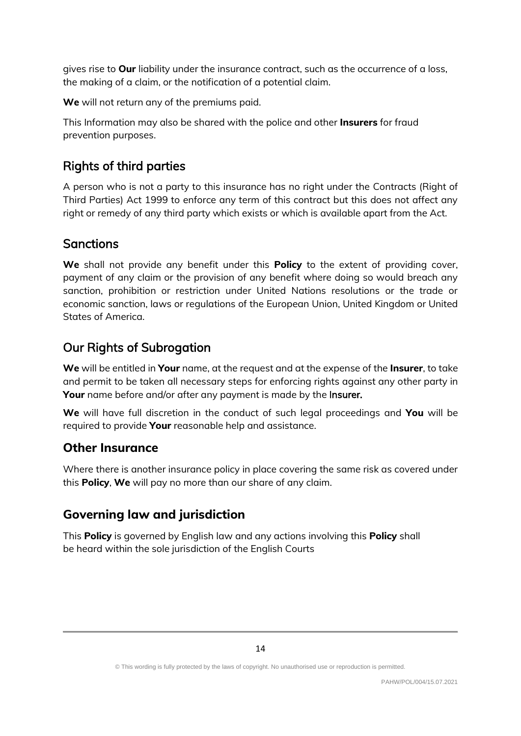gives rise to **Our** liability under the insurance contract, such as the occurrence of a loss, the making of a claim, or the notification of a potential claim.

**We** will not return any of the premiums paid.

This Information may also be shared with the police and other **Insurers** for fraud prevention purposes.

## Rights of third parties

A person who is not a party to this insurance has no right under the Contracts (Right of Third Parties) Act 1999 to enforce any term of this contract but this does not affect any right or remedy of any third party which exists or which is available apart from the Act.

## Sanctions

**We** shall not provide any benefit under this **Policy** to the extent of providing cover, payment of any claim or the provision of any benefit where doing so would breach any sanction, prohibition or restriction under United Nations resolutions or the trade or economic sanction, laws or regulations of the European Union, United Kingdom or United States of America.

## Our Rights of Subrogation

**We** will be entitled in **Your** name, at the request and at the expense of the **Insurer**, to take and permit to be taken all necessary steps for enforcing rights against any other party in **Your** name before and/or after any payment is made by the **Insurer.**

**We** will have full discretion in the conduct of such legal proceedings and **You** will be required to provide **Your** reasonable help and assistance.

## Other Insurance

Where there is another insurance policy in place covering the same risk as covered under this **Policy**, **We** will pay no more than our share of any claim.

## Governing law and jurisdiction

This **Policy** is governed by English law and any actions involving this **Policy** shall be heard within the sole jurisdiction of the English Courts

© This wording is fully protected by the laws of copyright. No unauthorised use or reproduction is permitted.

PAHW/POL/004/15.07.2021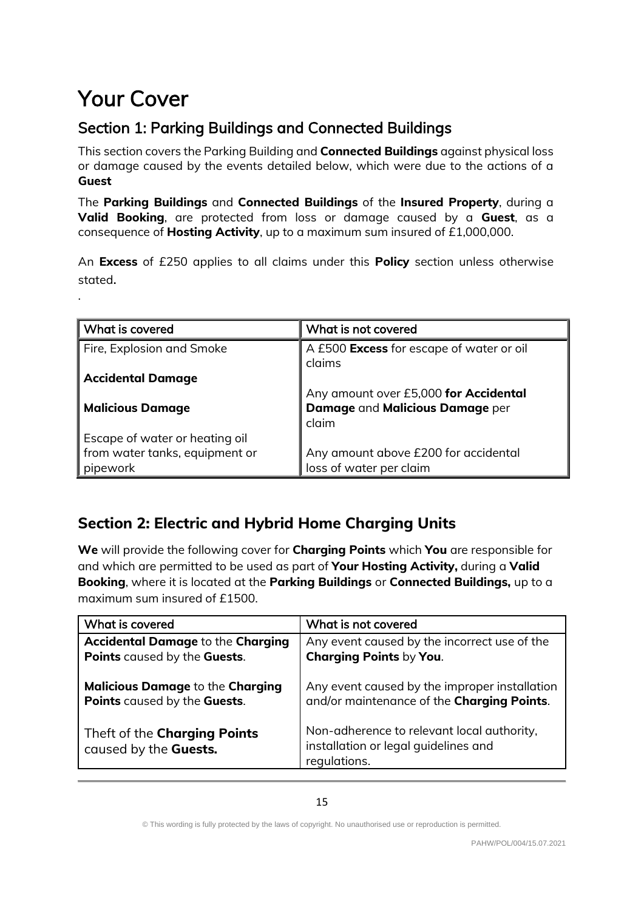# Your Cover

## Section 1: Parking Buildings and Connected Buildings

This section covers the Parking Building and **Connected Buildings** against physical loss or damage caused by the events detailed below, which were due to the actions of a **Guest**

The **Parking Buildings** and **Connected Buildings** of the **Insured Property**, during a **Valid Booking**, are protected from loss or damage caused by a **Guest**, as a consequence of **Hosting Activity**, up to a maximum sum insured of £1,000,000.

An **Excess** of £250 applies to all claims under this **Policy** section unless otherwise stated**.**

.

| What is covered | What is not covered |
|---|---|
| Fire, Explosion and Smoke<br><br>**Accidental Damage**<br><br>**Malicious Damage**<br><br>Escape of water or heating oil from water tanks, equipment or pipework | A £500 **Excess** for escape of water or oil claims<br><br>Any amount over £5,000 **for Accidental Damage** and **Malicious Damage** per claim<br><br>Any amount above £200 for accidental loss of water per claim |

## Section 2: Electric and Hybrid Home Charging Units

**We** will provide the following cover for **Charging Points** which **You** are responsible for and which are permitted to be used as part of **Your Hosting Activity,** during a **Valid Booking**, where it is located at the **Parking Buildings** or **Connected Buildings,** up to a maximum sum insured of £1500.

| What is covered | What is not covered |
|---|---|
| **Accidental Damage** to the **Charging Points** caused by the **Guests**. | Any event caused by the incorrect use of the **Charging Points** by **You**. |
| **Malicious Damage** to the **Charging Points** caused by the **Guests**. | Any event caused by the improper installation and/or maintenance of the **Charging Points**. |
| Theft of the **Charging Points** caused by the **Guests.** | Non-adherence to relevant local authority, installation or legal guidelines and regulations. |

© This wording is fully protected by the laws of copyright. No unauthorised use or reproduction is permitted.

PAHW/POL/004/15.07.2021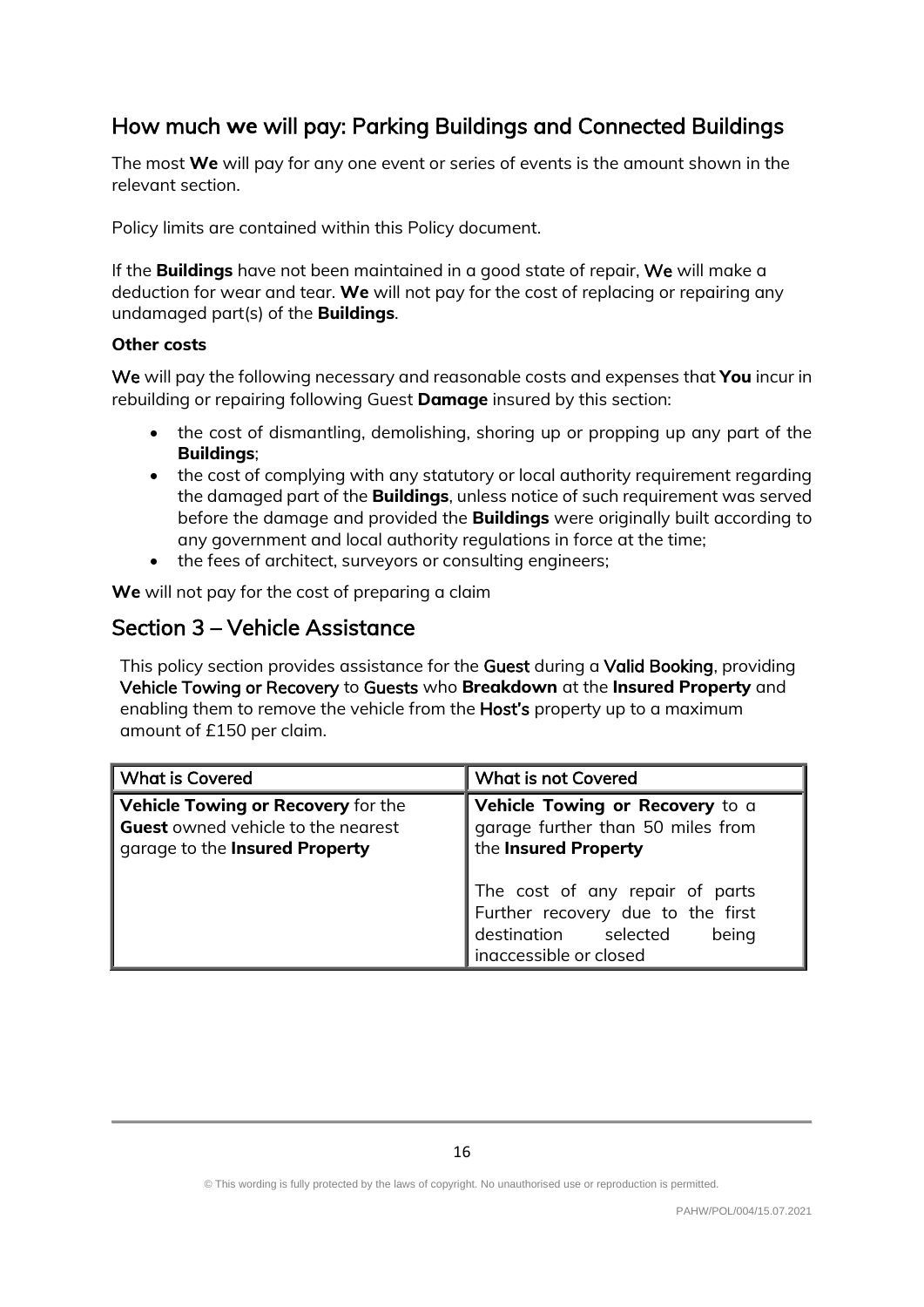## How much we will pay: Parking Buildings and Connected Buildings

The most **We** will pay for any one event or series of events is the amount shown in the relevant section.

Policy limits are contained within this Policy document.

If the **Buildings** have not been maintained in a good state of repair, We will make a deduction for wear and tear. **We** will not pay for the cost of replacing or repairing any undamaged part(s) of the **Buildings**.

**Other costs**

We will pay the following necessary and reasonable costs and expenses that **You** incur in rebuilding or repairing following Guest **Damage** insured by this section:

- the cost of dismantling, demolishing, shoring up or propping up any part of the **Buildings**;
- the cost of complying with any statutory or local authority requirement regarding the damaged part of the **Buildings**, unless notice of such requirement was served before the damage and provided the **Buildings** were originally built according to any government and local authority regulations in force at the time;
- the fees of architect, surveyors or consulting engineers;

**We** will not pay for the cost of preparing a claim

## Section 3 – Vehicle Assistance

This policy section provides assistance for the Guest during a Valid Booking, providing Vehicle Towing or Recovery to Guests who **Breakdown** at the **Insured Property** and enabling them to remove the vehicle from the Host's property up to a maximum amount of £150 per claim.

| What is Covered | What is not Covered |
|---|---|
| **Vehicle Towing or Recovery** for the **Guest** owned vehicle to the nearest garage to the **Insured Property** | **Vehicle Towing or Recovery** to a garage further than 50 miles from the **Insured Property**<br><br>The cost of any repair of parts<br>Further recovery due to the first destination selected being inaccessible or closed |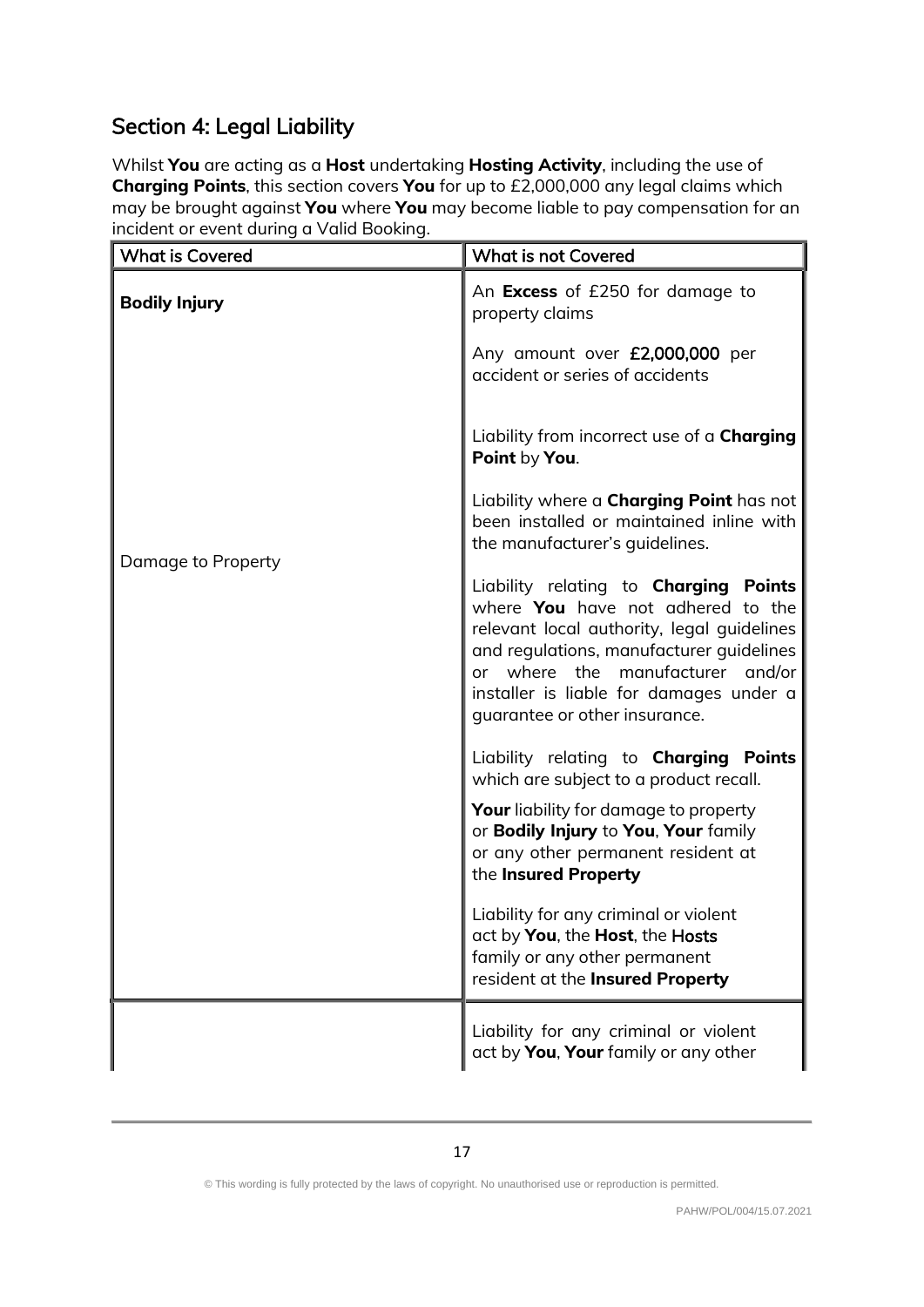## Section 4: Legal Liability

Whilst **You** are acting as a **Host** undertaking **Hosting Activity**, including the use of **Charging Points**, this section covers **You** for up to £2,000,000 any legal claims which may be brought against **You** where **You** may become liable to pay compensation for an incident or event during a Valid Booking.

| What is Covered | What is not Covered |
|---|---|
| **Bodily Injury**<br><br>Damage to Property | An **Excess** of £250 for damage to property claims<br><br>Any amount over **£2,000,000** per accident or series of accidents<br><br>Liability from incorrect use of a **Charging Point** by **You**.<br><br>Liability where a **Charging Point** has not been installed or maintained inline with the manufacturer's guidelines.<br><br>Liability relating to **Charging Points** where **You** have not adhered to the relevant local authority, legal guidelines and regulations, manufacturer guidelines or where the manufacturer and/or installer is liable for damages under a guarantee or other insurance.<br><br>Liability relating to **Charging Points** which are subject to a product recall.<br><br>**Your** liability for damage to property or **Bodily Injury** to **You**, **Your** family or any other permanent resident at the **Insured Property**<br><br>Liability for any criminal or violent act by **You**, the **Host**, the **Hosts** family or any other permanent resident at the **Insured Property** |
| | Liability for any criminal or violent act by **You**, **Your** family or any other |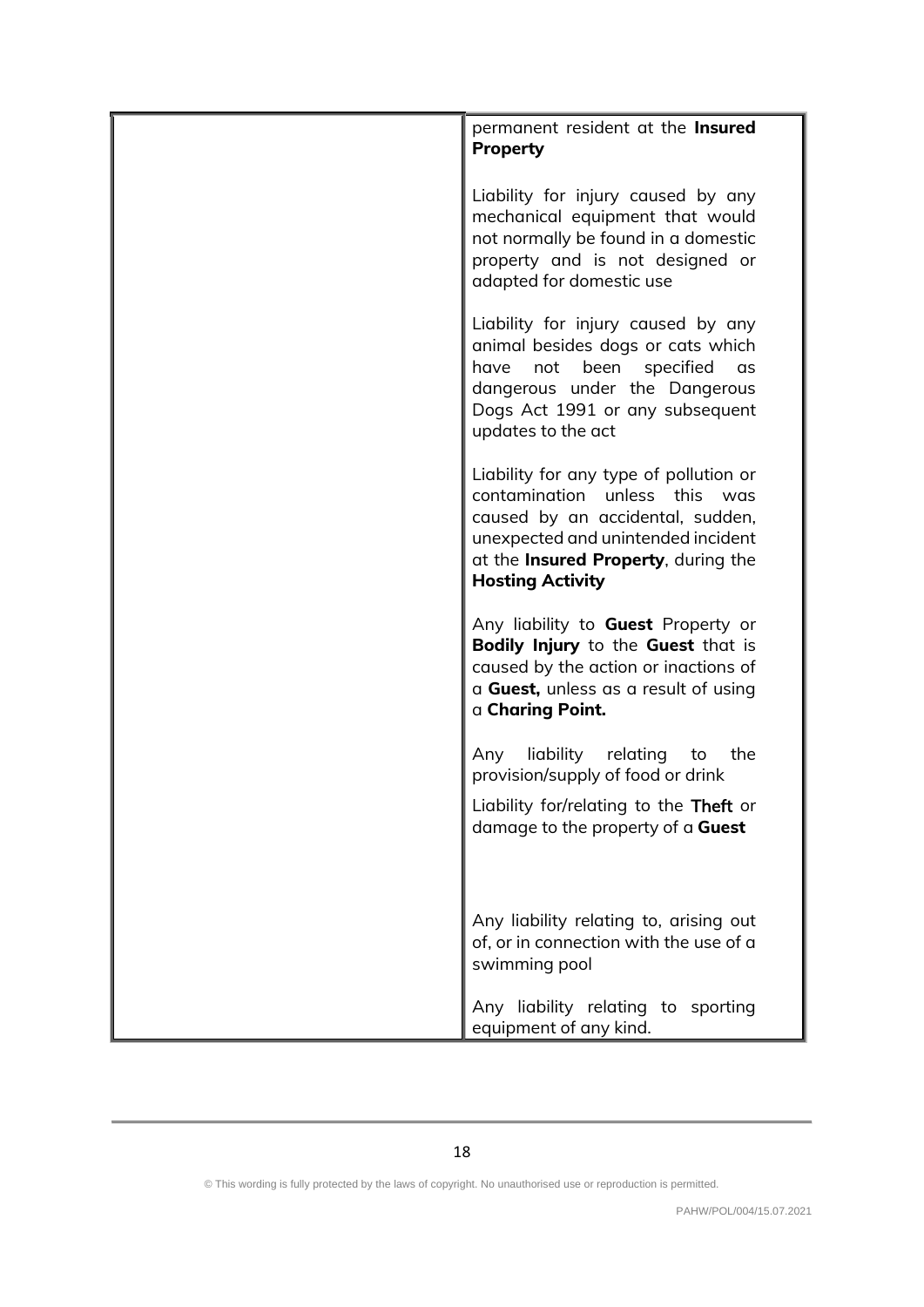| | |
|---|---|
| | permanent resident at the **Insured Property**<br><br>Liability for injury caused by any mechanical equipment that would not normally be found in a domestic property and is not designed or adapted for domestic use<br><br>Liability for injury caused by any animal besides dogs or cats which have not been specified as dangerous under the Dangerous Dogs Act 1991 or any subsequent updates to the act<br><br>Liability for any type of pollution or contamination unless this was caused by an accidental, sudden, unexpected and unintended incident at the **Insured Property**, during the **Hosting Activity**<br><br>Any liability to **Guest** Property or **Bodily Injury** to the **Guest** that is caused by the action or inactions of a **Guest,** unless as a result of using a **Charing Point.**<br><br>Any liability relating to the provision/supply of food or drink<br><br>Liability for/relating to the **Theft** or damage to the property of a **Guest**<br><br>Any liability relating to, arising out of, or in connection with the use of a swimming pool<br><br>Any liability relating to sporting equipment of any kind. |

© This wording is fully protected by the laws of copyright. No unauthorised use or reproduction is permitted.

PAHW/POL/004/15.07.2021